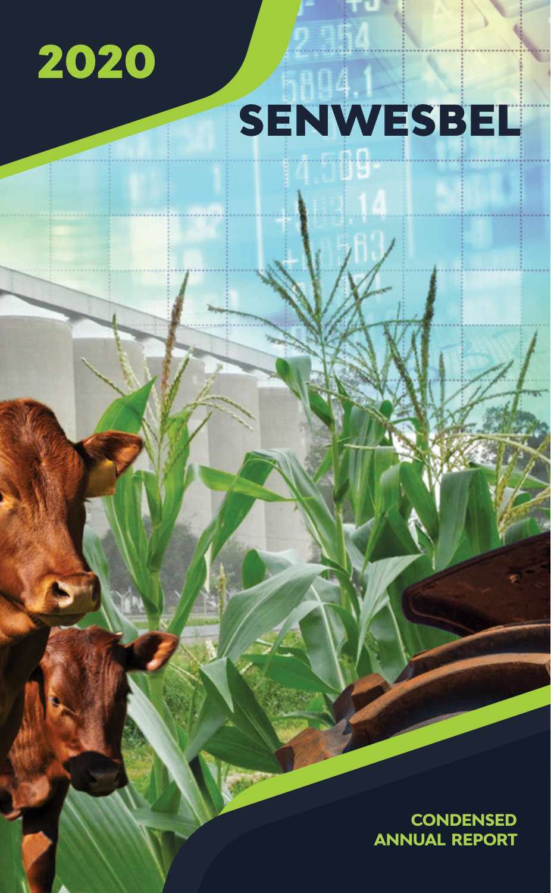# 2020

# SENWESBEL

## CONDENSED ANNUAL REPORT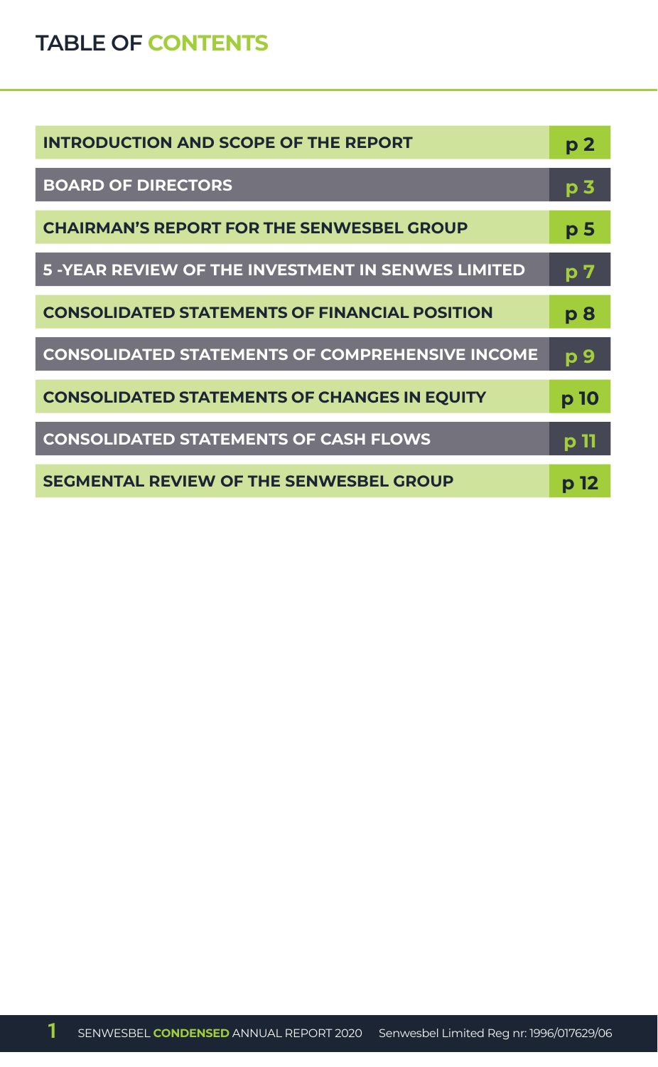# TABLE OF CONTENTS

| | |
|---|---|
| INTRODUCTION AND SCOPE OF THE REPORT | p 2 |
| BOARD OF DIRECTORS | p 3 |
| CHAIRMAN'S REPORT FOR THE SENWESBEL GROUP | p 5 |
| 5 -YEAR REVIEW OF THE INVESTMENT IN SENWES LIMITED | p 7 |
| CONSOLIDATED STATEMENTS OF FINANCIAL POSITION | p 8 |
| CONSOLIDATED STATEMENTS OF COMPREHENSIVE INCOME | p 9 |
| CONSOLIDATED STATEMENTS OF CHANGES IN EQUITY | p 10 |
| CONSOLIDATED STATEMENTS OF CASH FLOWS | p 11 |
| SEGMENTAL REVIEW OF THE SENWESBEL GROUP | p 12 |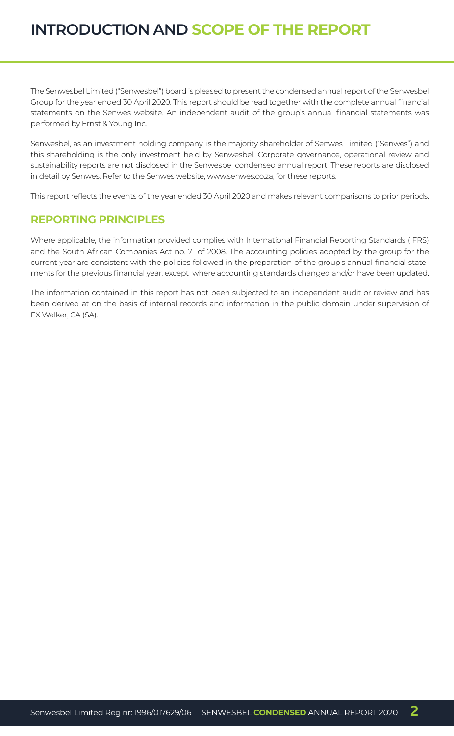# INTRODUCTION AND SCOPE OF THE REPORT

The Senwesbel Limited ("Senwesbel") board is pleased to present the condensed annual report of the Senwesbel Group for the year ended 30 April 2020. This report should be read together with the complete annual financial statements on the Senwes website. An independent audit of the group's annual financial statements was performed by Ernst & Young Inc.

Senwesbel, as an investment holding company, is the majority shareholder of Senwes Limited ("Senwes") and this shareholding is the only investment held by Senwesbel. Corporate governance, operational review and sustainability reports are not disclosed in the Senwesbel condensed annual report. These reports are disclosed in detail by Senwes. Refer to the Senwes website, www.senwes.co.za, for these reports.

This report reflects the events of the year ended 30 April 2020 and makes relevant comparisons to prior periods.

## REPORTING PRINCIPLES

Where applicable, the information provided complies with International Financial Reporting Standards (IFRS) and the South African Companies Act no. 71 of 2008. The accounting policies adopted by the group for the current year are consistent with the policies followed in the preparation of the group's annual financial statements for the previous financial year, except where accounting standards changed and/or have been updated.

The information contained in this report has not been subjected to an independent audit or review and has been derived at on the basis of internal records and information in the public domain under supervision of EX Walker, CA (SA).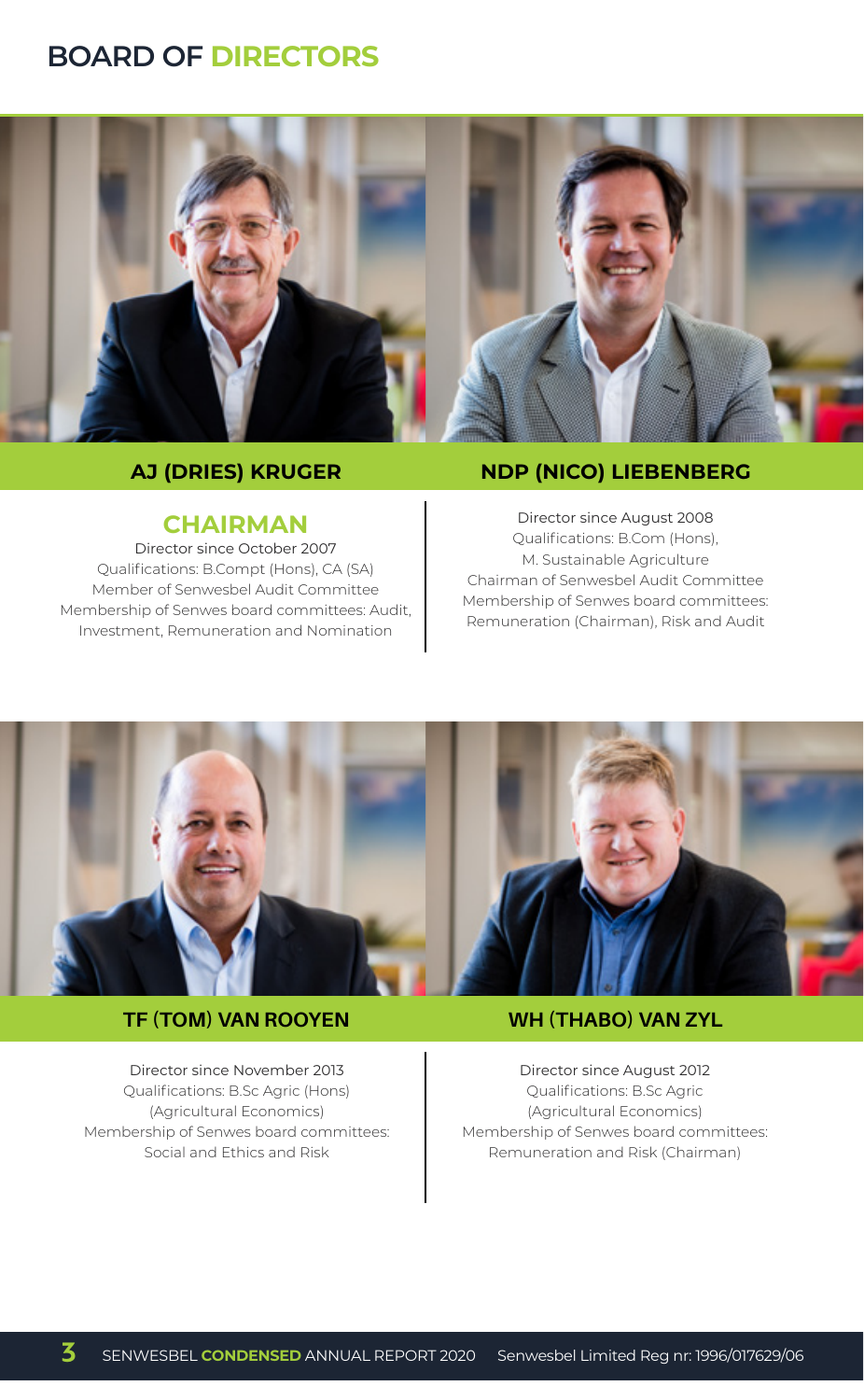# BOARD OF DIRECTORS

## AJ (DRIES) KRUGER

### CHAIRMAN

Director since October 2007
Qualifications: B.Compt (Hons), CA (SA)
Member of Senwesbel Audit Committee
Membership of Senwes board committees: Audit, Investment, Remuneration and Nomination

## NDP (NICO) LIEBENBERG

Director since August 2008
Qualifications: B.Com (Hons), M. Sustainable Agriculture
Chairman of Senwesbel Audit Committee
Membership of Senwes board committees: Remuneration (Chairman), Risk and Audit

## TF (TOM) VAN ROOYEN

Director since November 2013
Qualifications: B.Sc Agric (Hons) (Agricultural Economics)
Membership of Senwes board committees: Social and Ethics and Risk

## WH (THABO) VAN ZYL

Director since August 2012
Qualifications: B.Sc Agric (Agricultural Economics)
Membership of Senwes board committees: Remuneration and Risk (Chairman)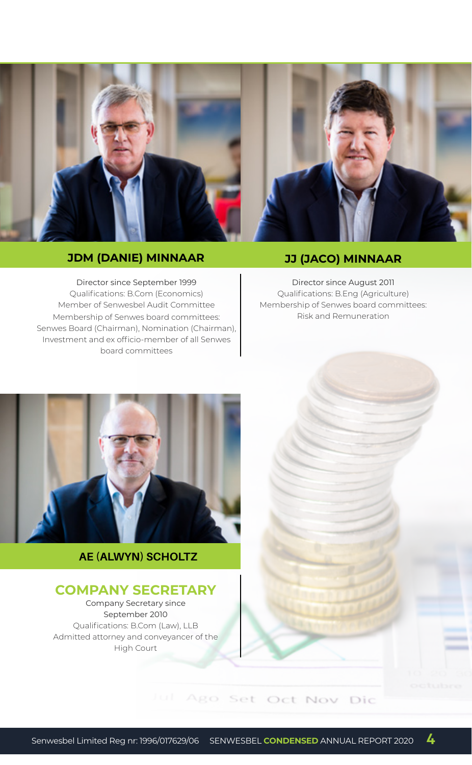## JDM (DANIE) MINNAAR

Director since September 1999
Qualifications: B.Com (Economics)
Member of Senwesbel Audit Committee
Membership of Senwes board committees:
Senwes Board (Chairman), Nomination (Chairman), Investment and ex officio-member of all Senwes board committees

## JJ (JACO) MINNAAR

Director since August 2011
Qualifications: B.Eng (Agriculture)
Membership of Senwes board committees:
Risk and Remuneration

## AE (ALWYN) SCHOLTZ

### COMPANY SECRETARY

Company Secretary since September 2010
Qualifications: B.Com (Law), LLB
Admitted attorney and conveyancer of the High Court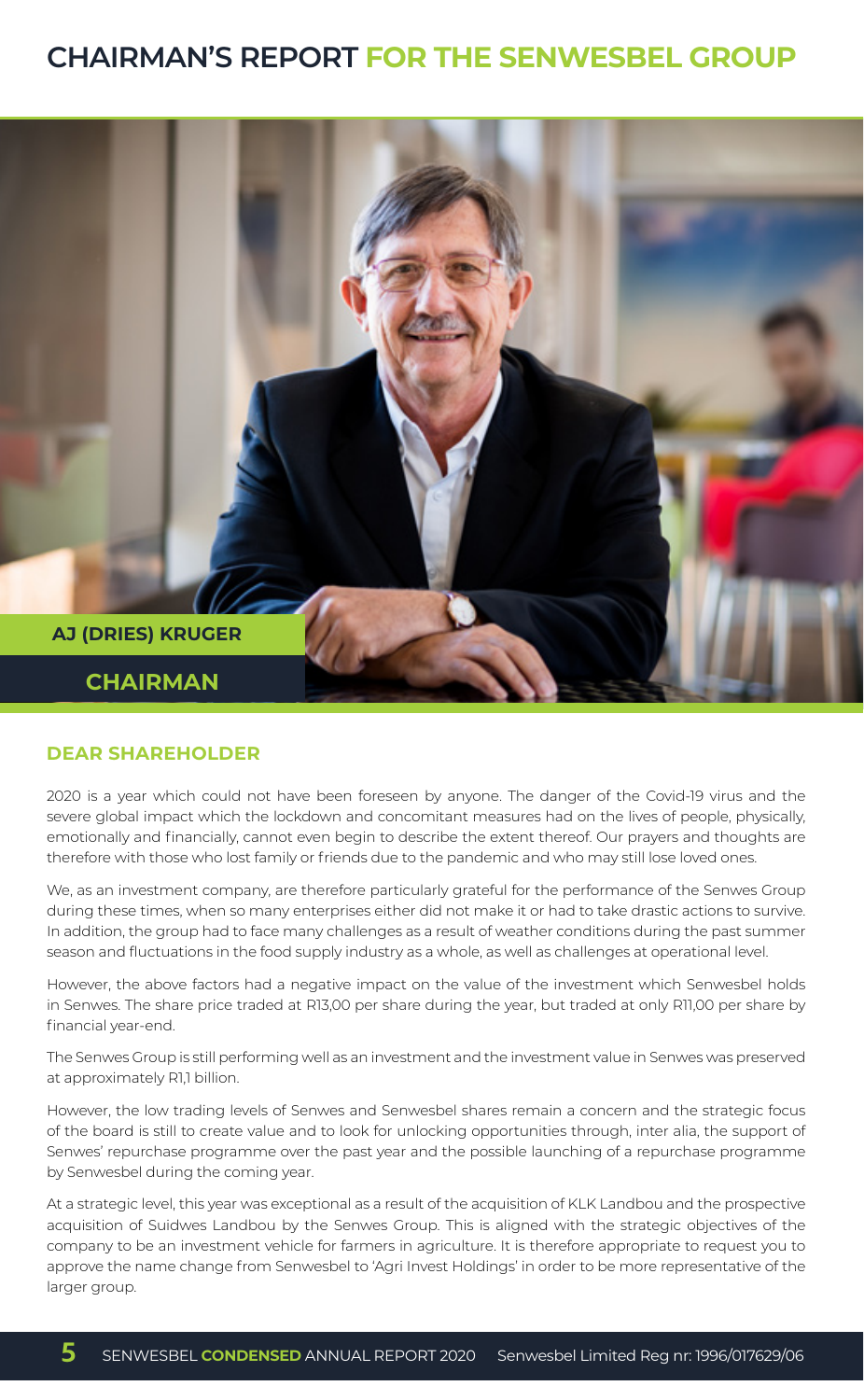# CHAIRMAN'S REPORT FOR THE SENWESBEL GROUP

**AJ (DRIES) KRUGER**

**CHAIRMAN**

## DEAR SHAREHOLDER

2020 is a year which could not have been foreseen by anyone. The danger of the Covid-19 virus and the severe global impact which the lockdown and concomitant measures had on the lives of people, physically, emotionally and financially, cannot even begin to describe the extent thereof. Our prayers and thoughts are therefore with those who lost family or friends due to the pandemic and who may still lose loved ones.

We, as an investment company, are therefore particularly grateful for the performance of the Senwes Group during these times, when so many enterprises either did not make it or had to take drastic actions to survive. In addition, the group had to face many challenges as a result of weather conditions during the past summer season and fluctuations in the food supply industry as a whole, as well as challenges at operational level.

However, the above factors had a negative impact on the value of the investment which Senwesbel holds in Senwes. The share price traded at R13,00 per share during the year, but traded at only R11,00 per share by financial year-end.

The Senwes Group is still performing well as an investment and the investment value in Senwes was preserved at approximately R1,1 billion.

However, the low trading levels of Senwes and Senwesbel shares remain a concern and the strategic focus of the board is still to create value and to look for unlocking opportunities through, inter alia, the support of Senwes' repurchase programme over the past year and the possible launching of a repurchase programme by Senwesbel during the coming year.

At a strategic level, this year was exceptional as a result of the acquisition of KLK Landbou and the prospective acquisition of Suidwes Landbou by the Senwes Group. This is aligned with the strategic objectives of the company to be an investment vehicle for farmers in agriculture. It is therefore appropriate to request you to approve the name change from Senwesbel to 'Agri Invest Holdings' in order to be more representative of the larger group.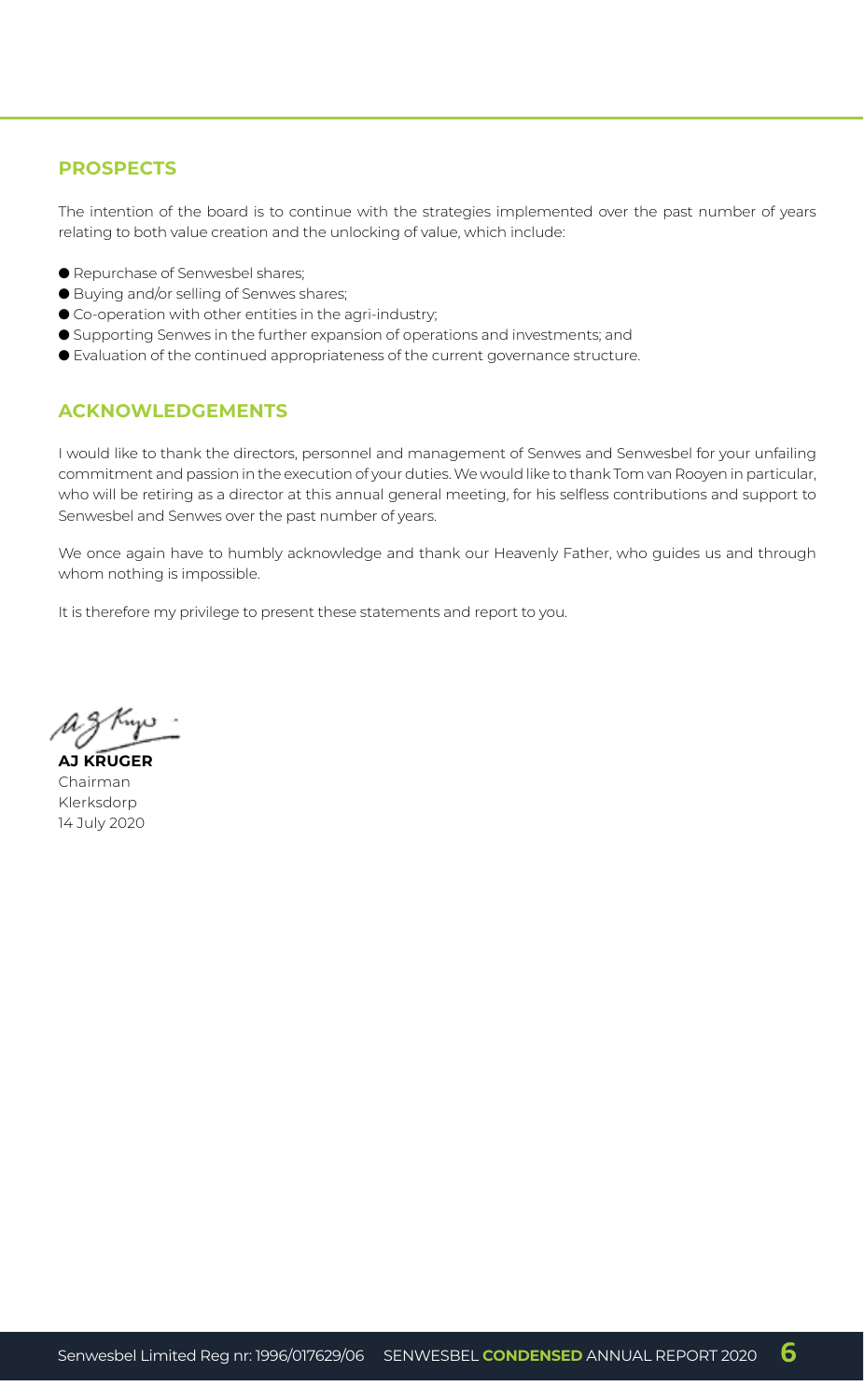## PROSPECTS

The intention of the board is to continue with the strategies implemented over the past number of years relating to both value creation and the unlocking of value, which include:

- Repurchase of Senwesbel shares;
- Buying and/or selling of Senwes shares;
- Co-operation with other entities in the agri-industry;
- Supporting Senwes in the further expansion of operations and investments; and
- Evaluation of the continued appropriateness of the current governance structure.

## ACKNOWLEDGEMENTS

I would like to thank the directors, personnel and management of Senwes and Senwesbel for your unfailing commitment and passion in the execution of your duties. We would like to thank Tom van Rooyen in particular, who will be retiring as a director at this annual general meeting, for his selfless contributions and support to Senwesbel and Senwes over the past number of years.

We once again have to humbly acknowledge and thank our Heavenly Father, who guides us and through whom nothing is impossible.

It is therefore my privilege to present these statements and report to you.

**AJ KRUGER**
Chairman
Klerksdorp
14 July 2020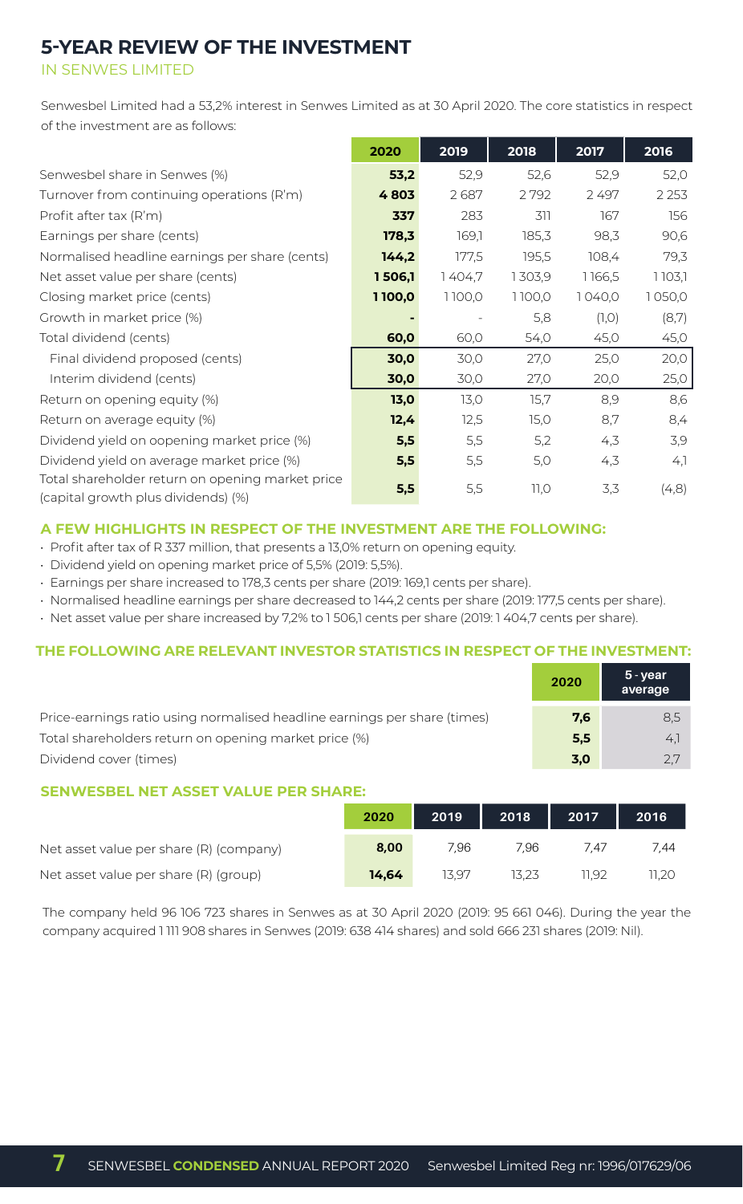# 5-YEAR REVIEW OF THE INVESTMENT

IN SENWES LIMITED

Senwesbel Limited had a 53,2% interest in Senwes Limited as at 30 April 2020. The core statistics in respect of the investment are as follows:

| | 2020 | 2019 | 2018 | 2017 | 2016 |
|---|---|---|---|---|---|
| Senwesbel share in Senwes (%) | **53,2** | 52,9 | 52,6 | 52,9 | 52,0 |
| Turnover from continuing operations (R'm) | **4 803** | 2 687 | 2 792 | 2 497 | 2 253 |
| Profit after tax (R'm) | **337** | 283 | 311 | 167 | 156 |
| Earnings per share (cents) | **178,3** | 169,1 | 185,3 | 98,3 | 90,6 |
| Normalised headline earnings per share (cents) | **144,2** | 177,5 | 195,5 | 108,4 | 79,3 |
| Net asset value per share (cents) | **1 506,1** | 1 404,7 | 1 303,9 | 1 166,5 | 1 103,1 |
| Closing market price (cents) | **1 100,0** | 1 100,0 | 1 100,0 | 1 040,0 | 1 050,0 |
| Growth in market price (%) | **-** | - | 5,8 | (1,0) | (8,7) |
| Total dividend (cents) | **60,0** | 60,0 | 54,0 | 45,0 | 45,0 |
| Final dividend proposed (cents) | **30,0** | 30,0 | 27,0 | 25,0 | 20,0 |
| Interim dividend (cents) | **30,0** | 30,0 | 27,0 | 20,0 | 25,0 |
| Return on opening equity (%) | **13,0** | 13,0 | 15,7 | 8,9 | 8,6 |
| Return on average equity (%) | **12,4** | 12,5 | 15,0 | 8,7 | 8,4 |
| Dividend yield on oopening market price (%) | **5,5** | 5,5 | 5,2 | 4,3 | 3,9 |
| Dividend yield on average market price (%) | **5,5** | 5,5 | 5,0 | 4,3 | 4,1 |
| Total shareholder return on opening market price (capital growth plus dividends) (%) | **5,5** | 5,5 | 11,0 | 3,3 | (4,8) |

## A FEW HIGHLIGHTS IN RESPECT OF THE INVESTMENT ARE THE FOLLOWING:

- Profit after tax of R 337 million, that presents a 13,0% return on opening equity.
- Dividend yield on opening market price of 5,5% (2019: 5,5%).
- Earnings per share increased to 178,3 cents per share (2019: 169,1 cents per share).
- Normalised headline earnings per share decreased to 144,2 cents per share (2019: 177,5 cents per share).
- Net asset value per share increased by 7,2% to 1 506,1 cents per share (2019: 1 404,7 cents per share).

## THE FOLLOWING ARE RELEVANT INVESTOR STATISTICS IN RESPECT OF THE INVESTMENT:

| | 2020 | 5 - year average |
|---|---|---|
| Price-earnings ratio using normalised headline earnings per share (times) | **7,6** | 8,5 |
| Total shareholders return on opening market price (%) | **5,5** | 4,1 |
| Dividend cover (times) | **3,0** | 2,7 |

## SENWESBEL NET ASSET VALUE PER SHARE:

| | 2020 | 2019 | 2018 | 2017 | 2016 |
|---|---|---|---|---|---|
| Net asset value per share (R) (company) | **8,00** | 7,96 | 7,96 | 7,47 | 7,44 |
| Net asset value per share (R) (group) | **14,64** | 13,97 | 13,23 | 11,92 | 11,20 |

The company held 96 106 723 shares in Senwes as at 30 April 2020 (2019: 95 661 046). During the year the company acquired 1 111 908 shares in Senwes (2019: 638 414 shares) and sold 666 231 shares (2019: Nil).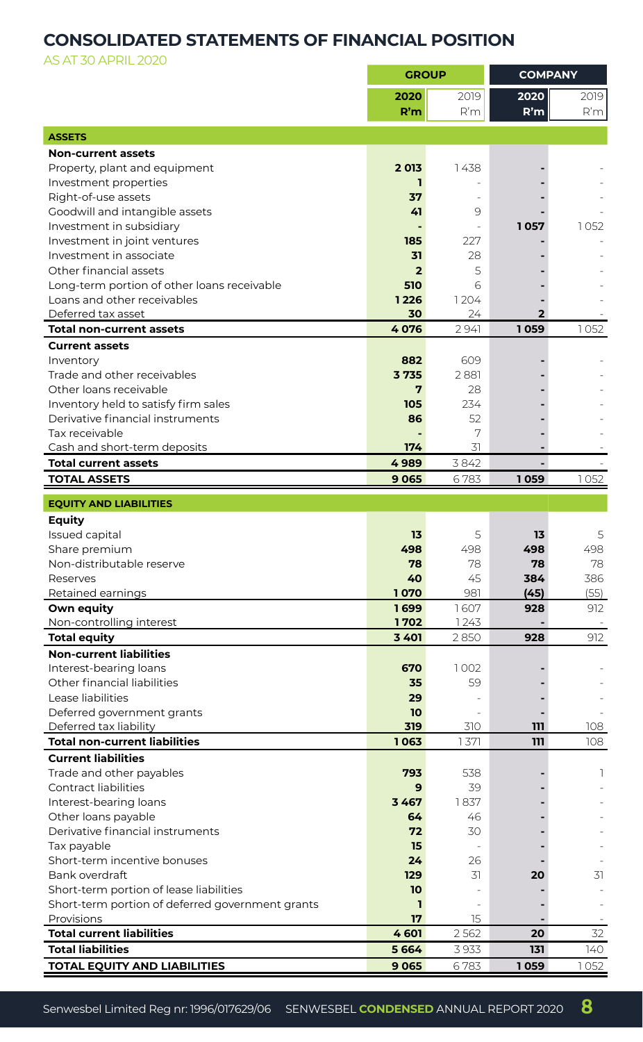# CONSOLIDATED STATEMENTS OF FINANCIAL POSITION

AS AT 30 APRIL 2020

| | GROUP | | COMPANY | |
|---|---|---|---|---|
| | **2020 R'm** | 2019 R'm | **2020 R'm** | 2019 R'm |
| **ASSETS** | | | | |
| **Non-current assets** | | | | |
| Property, plant and equipment | **2 013** | 1 438 | **-** | - |
| Investment properties | **1** | - | **-** | - |
| Right-of-use assets | **37** | - | **-** | - |
| Goodwill and intangible assets | **41** | 9 | **-** | - |
| Investment in subsidiary | **-** | - | **1 057** | 1 052 |
| Investment in joint ventures | **185** | 227 | **-** | - |
| Investment in associate | **31** | 28 | **-** | - |
| Other financial assets | **2** | 5 | **-** | - |
| Long-term portion of other loans receivable | **510** | 6 | **-** | - |
| Loans and other receivables | **1 226** | 1 204 | **-** | - |
| Deferred tax asset | **30** | 24 | **2** | - |
| **Total non-current assets** | **4 076** | 2 941 | **1 059** | 1 052 |
| **Current assets** | | | | |
| Inventory | **882** | 609 | **-** | - |
| Trade and other receivables | **3 735** | 2 881 | **-** | - |
| Other loans receivable | **7** | 28 | **-** | - |
| Inventory held to satisfy firm sales | **105** | 234 | **-** | - |
| Derivative financial instruments | **86** | 52 | **-** | - |
| Tax receivable | **-** | 7 | **-** | - |
| Cash and short-term deposits | **174** | 31 | **-** | - |
| **Total current assets** | **4 989** | 3 842 | **-** | - |
| **TOTAL ASSETS** | **9 065** | 6 783 | **1 059** | 1 052 |
| **EQUITY AND LIABILITIES** | | | | |
| **Equity** | | | | |
| Issued capital | **13** | 5 | **13** | 5 |
| Share premium | **498** | 498 | **498** | 498 |
| Non-distributable reserve | **78** | 78 | **78** | 78 |
| Reserves | **40** | 45 | **384** | 386 |
| Retained earnings | **1 070** | 981 | **(45)** | (55) |
| **Own equity** | **1 699** | 1 607 | **928** | 912 |
| Non-controlling interest | **1 702** | 1 243 | **-** | - |
| **Total equity** | **3 401** | 2 850 | **928** | 912 |
| **Non-current liabilities** | | | | |
| Interest-bearing loans | **670** | 1 002 | **-** | - |
| Other financial liabilities | **35** | 59 | **-** | - |
| Lease liabilities | **29** | - | **-** | - |
| Deferred government grants | **10** | - | **-** | - |
| Deferred tax liability | **319** | 310 | **111** | 108 |
| **Total non-current liabilities** | **1 063** | 1 371 | **111** | 108 |
| **Current liabilities** | | | | |
| Trade and other payables | **793** | 538 | **-** | 1 |
| Contract liabilities | **9** | 39 | **-** | - |
| Interest-bearing loans | **3 467** | 1 837 | **-** | - |
| Other loans payable | **64** | 46 | **-** | - |
| Derivative financial instruments | **72** | 30 | **-** | - |
| Tax payable | **15** | - | **-** | - |
| Short-term incentive bonuses | **24** | 26 | **-** | - |
| Bank overdraft | **129** | 31 | **20** | 31 |
| Short-term portion of lease liabilities | **10** | - | **-** | - |
| Short-term portion of deferred government grants | **1** | - | **-** | - |
| Provisions | **17** | 15 | **-** | - |
| **Total current liabilities** | **4 601** | 2 562 | **20** | 32 |
| **Total liabilities** | **5 664** | 3 933 | **131** | 140 |
| **TOTAL EQUITY AND LIABILITIES** | **9 065** | 6 783 | **1 059** | 1 052 |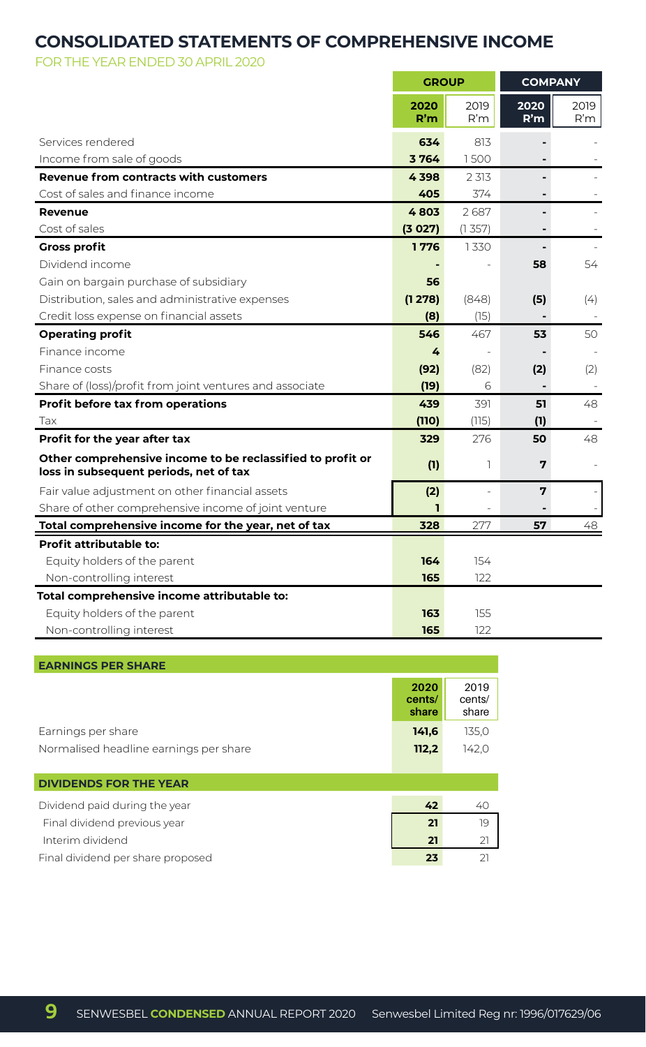# CONSOLIDATED STATEMENTS OF COMPREHENSIVE INCOME

FOR THE YEAR ENDED 30 APRIL 2020

| | GROUP | | COMPANY | |
|---|---|---|---|---|
| | **2020 R'm** | 2019 R'm | **2020 R'm** | 2019 R'm |
| Services rendered | **634** | 813 | **-** | - |
| Income from sale of goods | **3 764** | 1 500 | **-** | - |
| **Revenue from contracts with customers** | **4 398** | 2 313 | **-** | - |
| Cost of sales and finance income | **405** | 374 | **-** | - |
| **Revenue** | **4 803** | 2 687 | **-** | - |
| Cost of sales | **(3 027)** | (1 357) | **-** | - |
| **Gross profit** | **1 776** | 1 330 | **-** | - |
| Dividend income | **-** | - | **58** | 54 |
| Gain on bargain purchase of subsidiary | **56** | | | |
| Distribution, sales and administrative expenses | **(1 278)** | (848) | **(5)** | (4) |
| Credit loss expense on financial assets | **(8)** | (15) | **-** | - |
| **Operating profit** | **546** | 467 | **53** | 50 |
| Finance income | **4** | - | **-** | - |
| Finance costs | **(92)** | (82) | **(2)** | (2) |
| Share of (loss)/profit from joint ventures and associate | **(19)** | 6 | **-** | - |
| **Profit before tax from operations** | **439** | 391 | **51** | 48 |
| Tax | **(110)** | (115) | **(1)** | - |
| **Profit for the year after tax** | **329** | 276 | **50** | 48 |
| **Other comprehensive income to be reclassified to profit or loss in subsequent periods, net of tax** | **(1)** | 1 | **7** | - |
| Fair value adjustment on other financial assets | **(2)** | - | **7** | - |
| Share of other comprehensive income of joint venture | **1** | - | **-** | - |
| **Total comprehensive income for the year, net of tax** | **328** | 277 | **57** | 48 |
| **Profit attributable to:** | | | | |
| Equity holders of the parent | **164** | 154 | | |
| Non-controlling interest | **165** | 122 | | |
| **Total comprehensive income attributable to:** | | | | |
| Equity holders of the parent | **163** | 155 | | |
| Non-controlling interest | **165** | 122 | | |

| EARNINGS PER SHARE | | |
|---|---|---|
| | **2020 cents/ share** | 2019 cents/ share |
| Earnings per share | **141,6** | 135,0 |
| Normalised headline earnings per share | **112,2** | 142,0 |
| **DIVIDENDS FOR THE YEAR** | | |
| Dividend paid during the year | **42** | 40 |
| Final dividend previous year | **21** | 19 |
| Interim dividend | **21** | 21 |
| Final dividend per share proposed | **23** | 21 |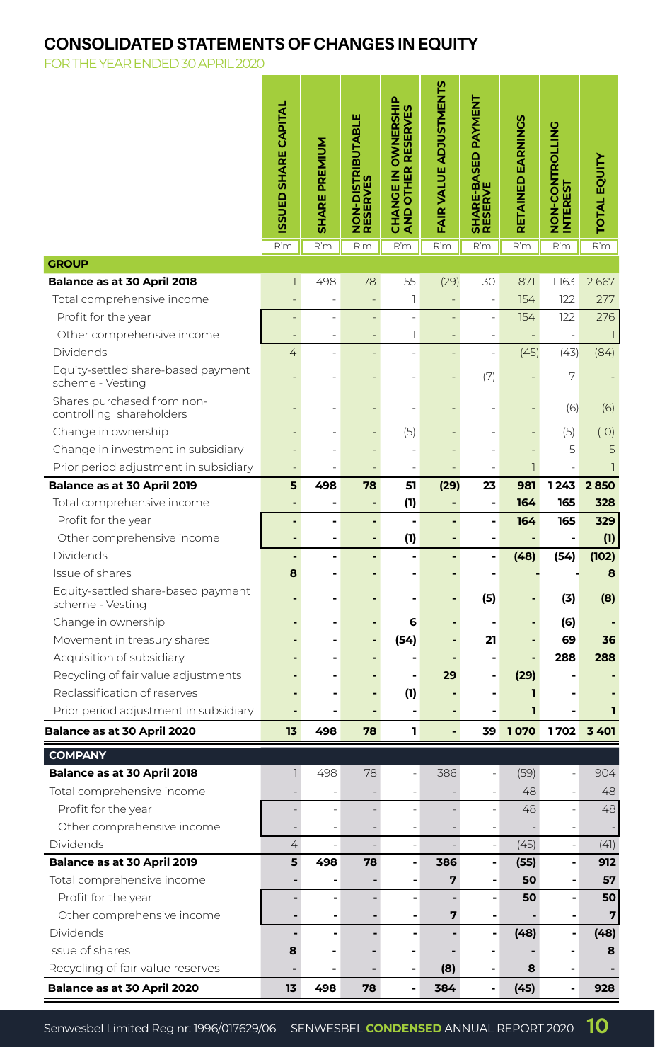# CONSOLIDATED STATEMENTS OF CHANGES IN EQUITY

FOR THE YEAR ENDED 30 APRIL 2020

| | ISSUED SHARE CAPITAL | SHARE PREMIUM | NON-DISTRIBUTABLE RESERVES | CHANGE IN OWNERSHIP AND OTHER RESERVES | FAIR VALUE ADJUSTMENTS | SHARE-BASED PAYMENT RESERVE | RETAINED EARNINGS | NON-CONTROLLING INTEREST | TOTAL EQUITY |
|---|---|---|---|---|---|---|---|---|---|
| | R'm | R'm | R'm | R'm | R'm | R'm | R'm | R'm | R'm |
| **GROUP** | | | | | | | | | |
| **Balance as at 30 April 2018** | 1 | 498 | 78 | 55 | (29) | 30 | 871 | 1 163 | 2 667 |
| Total comprehensive income | - | - | - | 1 | - | - | 154 | 122 | 277 |
| Profit for the year | - | - | - | - | - | - | 154 | 122 | 276 |
| Other comprehensive income | - | - | - | 1 | - | - | - | - | 1 |
| Dividends | 4 | - | - | - | - | - | (45) | (43) | (84) |
| Equity-settled share-based payment scheme - Vesting | - | - | - | - | - | (7) | - | 7 | - |
| Shares purchased from non-controlling shareholders | - | - | - | - | - | - | - | (6) | (6) |
| Change in ownership | - | - | - | (5) | - | - | - | (5) | (10) |
| Change in investment in subsidiary | - | - | - | - | - | - | - | 5 | 5 |
| Prior period adjustment in subsidiary | - | - | - | - | - | - | 1 | - | 1 |
| **Balance as at 30 April 2019** | **5** | **498** | **78** | **51** | **(29)** | **23** | **981** | **1 243** | **2 850** |
| Total comprehensive income | **-** | **-** | **-** | **(1)** | **-** | **-** | **164** | **165** | **328** |
| Profit for the year | **-** | **-** | **-** | **-** | **-** | **-** | **164** | **165** | **329** |
| Other comprehensive income | **-** | **-** | **-** | **(1)** | **-** | **-** | **-** | **-** | **(1)** |
| Dividends | **-** | **-** | **-** | **-** | **-** | **-** | **(48)** | **(54)** | **(102)** |
| Issue of shares | **8** | **-** | **-** | **-** | **-** | **-** | **-** | **-** | **8** |
| Equity-settled share-based payment scheme - Vesting | **-** | **-** | **-** | **-** | **-** | **(5)** | **-** | **(3)** | **(8)** |
| Change in ownership | **-** | **-** | **-** | **6** | **-** | **-** | **-** | **(6)** | **-** |
| Movement in treasury shares | **-** | **-** | **-** | **(54)** | **-** | **21** | **-** | **69** | **36** |
| Acquisition of subsidiary | **-** | **-** | **-** | **-** | **-** | **-** | **-** | **288** | **288** |
| Recycling of fair value adjustments | **-** | **-** | **-** | **-** | **29** | **-** | **(29)** | **-** | **-** |
| Reclassification of reserves | **-** | **-** | **-** | **(1)** | **-** | **-** | **1** | **-** | **-** |
| Prior period adjustment in subsidiary | **-** | **-** | **-** | **-** | **-** | **-** | **1** | **-** | **1** |
| **Balance as at 30 April 2020** | **13** | **498** | **78** | **1** | **-** | **39** | **1 070** | **1 702** | **3 401** |
| **COMPANY** | | | | | | | | | |
| **Balance as at 30 April 2018** | 1 | 498 | 78 | - | 386 | - | (59) | - | 904 |
| Total comprehensive income | - | - | - | - | - | - | 48 | - | 48 |
| Profit for the year | - | - | - | - | - | - | 48 | - | 48 |
| Other comprehensive income | - | - | - | - | - | - | - | - | - |
| Dividends | 4 | - | - | - | - | - | (45) | - | (41) |
| **Balance as at 30 April 2019** | **5** | **498** | **78** | **-** | **386** | **-** | **(55)** | **-** | **912** |
| Total comprehensive income | **-** | **-** | **-** | **-** | **7** | **-** | **50** | **-** | **57** |
| Profit for the year | **-** | **-** | **-** | **-** | **-** | **-** | **50** | **-** | **50** |
| Other comprehensive income | **-** | **-** | **-** | **-** | **7** | **-** | **-** | **-** | **7** |
| Dividends | **-** | **-** | **-** | **-** | **-** | **-** | **(48)** | **-** | **(48)** |
| Issue of shares | **8** | **-** | **-** | **-** | **-** | **-** | **-** | **-** | **8** |
| Recycling of fair value reserves | **-** | **-** | **-** | **-** | **(8)** | **-** | **8** | **-** | **-** |
| **Balance as at 30 April 2020** | **13** | **498** | **78** | **-** | **384** | **-** | **(45)** | **-** | **928** |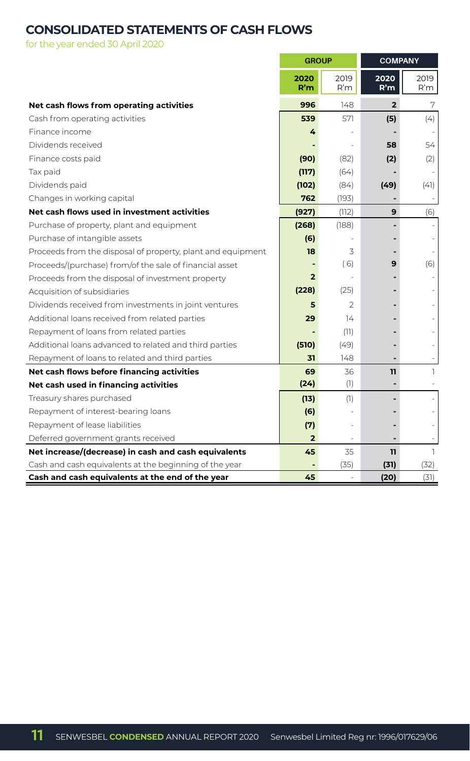# CONSOLIDATED STATEMENTS OF CASH FLOWS

for the year ended 30 April 2020

| | GROUP | | COMPANY | |
|---|---|---|---|---|
| | 2020 R'm | 2019 R'm | 2020 R'm | 2019 R'm |
| **Net cash flows from operating activities** | **996** | 148 | **2** | 7 |
| Cash from operating activities | **539** | 571 | **(5)** | (4) |
| Finance income | **4** | - | **-** | - |
| Dividends received | **-** | - | **58** | 54 |
| Finance costs paid | **(90)** | (82) | **(2)** | (2) |
| Tax paid | **(117)** | (64) | **-** | - |
| Dividends paid | **(102)** | (84) | **(49)** | (41) |
| Changes in working capital | **762** | (193) | **-** | - |
| **Net cash flows used in investment activities** | **(927)** | (112) | **9** | (6) |
| Purchase of property, plant and equipment | **(268)** | (188) | **-** | - |
| Purchase of intangible assets | **(6)** | - | **-** | - |
| Proceeds from the disposal of property, plant and equipment | **18** | 3 | **-** | - |
| Proceeds/(purchase) from/of the sale of financial asset | **-** | (6) | **9** | (6) |
| Proceeds from the disposal of investment property | **2** | - | **-** | - |
| Acquisition of subsidiaries | **(228)** | (25) | **-** | - |
| Dividends received from investments in joint ventures | **5** | 2 | **-** | - |
| Additional loans received from related parties | **29** | 14 | **-** | - |
| Repayment of loans from related parties | **-** | (11) | **-** | - |
| Additional loans advanced to related and third parties | **(510)** | (49) | **-** | - |
| Repayment of loans to related and third parties | **31** | 148 | **-** | - |
| **Net cash flows before financing activities** | **69** | 36 | **11** | 1 |
| **Net cash used in financing activities** | **(24)** | (1) | **-** | - |
| Treasury shares purchased | **(13)** | (1) | **-** | - |
| Repayment of interest-bearing loans | **(6)** | - | **-** | - |
| Repayment of lease liabilities | **(7)** | - | **-** | - |
| Deferred government grants received | **2** | - | **-** | - |
| **Net increase/(decrease) in cash and cash equivalents** | **45** | 35 | **11** | 1 |
| Cash and cash equivalents at the beginning of the year | **-** | (35) | **(31)** | (32) |
| **Cash and cash equivalents at the end of the year** | **45** | - | **(20)** | (31) |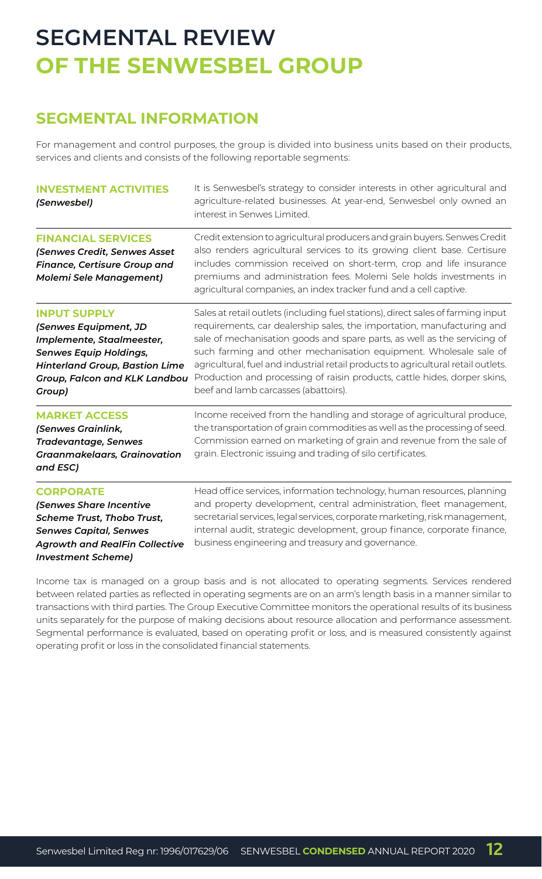# SEGMENTAL REVIEW OF THE SENWESBEL GROUP

## SEGMENTAL INFORMATION

For management and control purposes, the group is divided into business units based on their products, services and clients and consists of the following reportable segments:

| Segment | Description |
|---|---|
| **INVESTMENT ACTIVITIES** *(Senwesbel)* | It is Senwesbel's strategy to consider interests in other agricultural and agriculture-related businesses. At year-end, Senwesbel only owned an interest in Senwes Limited. |
| **FINANCIAL SERVICES** *(Senwes Credit, Senwes Asset Finance, Certisure Group and Molemi Sele Management)* | Credit extension to agricultural producers and grain buyers. Senwes Credit also renders agricultural services to its growing client base. Certisure includes commission received on short-term, crop and life insurance premiums and administration fees. Molemi Sele holds investments in agricultural companies, an index tracker fund and a cell captive. |
| **INPUT SUPPLY** *(Senwes Equipment, JD Implemente, Staalmeester, Senwes Equip Holdings, Hinterland Group, Bastion Lime Group, Falcon and KLK Landbou Group)* | Sales at retail outlets (including fuel stations), direct sales of farming input requirements, car dealership sales, the importation, manufacturing and sale of mechanisation goods and spare parts, as well as the servicing of such farming and other mechanisation equipment. Wholesale sale of agricultural, fuel and industrial retail products to agricultural retail outlets. Production and processing of raisin products, cattle hides, dorper skins, beef and lamb carcasses (abattoirs). |
| **MARKET ACCESS** *(Senwes Grainlink, Tradevantage, Senwes Graanmakelaars, Grainovation and ESC)* | Income received from the handling and storage of agricultural produce, the transportation of grain commodities as well as the processing of seed. Commission earned on marketing of grain and revenue from the sale of grain. Electronic issuing and trading of silo certificates. |
| **CORPORATE** *(Senwes Share Incentive Scheme Trust, Thobo Trust, Senwes Capital, Senwes Agrowth and RealFin Collective Investment Scheme)* | Head office services, information technology, human resources, planning and property development, central administration, fleet management, secretarial services, legal services, corporate marketing, risk management, internal audit, strategic development, group finance, corporate finance, business engineering and treasury and governance. |

Income tax is managed on a group basis and is not allocated to operating segments. Services rendered between related parties as reflected in operating segments are on an arm's length basis in a manner similar to transactions with third parties. The Group Executive Committee monitors the operational results of its business units separately for the purpose of making decisions about resource allocation and performance assessment. Segmental performance is evaluated, based on operating profit or loss, and is measured consistently against operating profit or loss in the consolidated financial statements.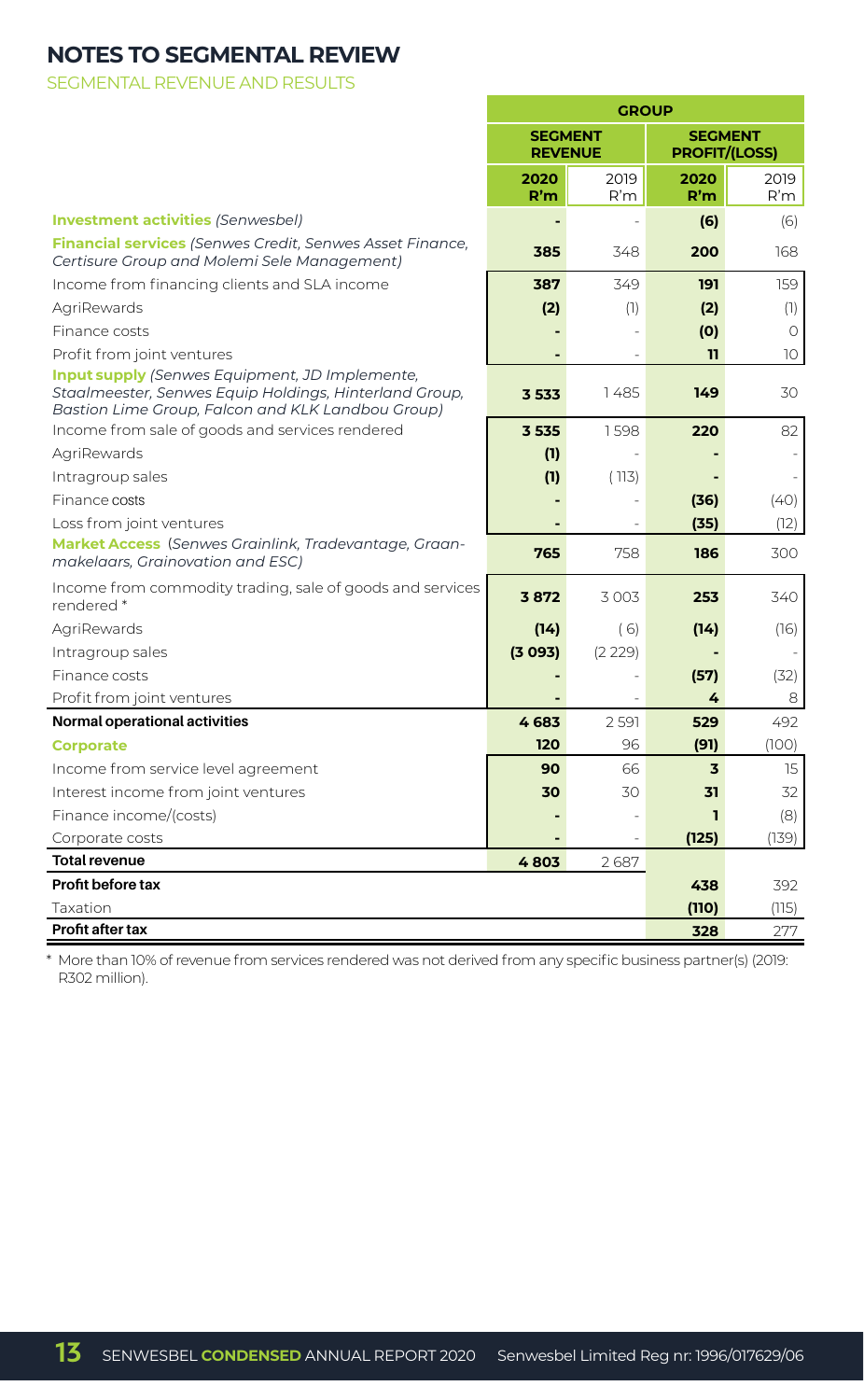# NOTES TO SEGMENTAL REVIEW

SEGMENTAL REVENUE AND RESULTS

| | GROUP | | | |
|---|---|---|---|---|
| | SEGMENT REVENUE | | SEGMENT PROFIT/(LOSS) | |
| | **2020 R'm** | 2019 R'm | **2020 R'm** | 2019 R'm |
| **Investment activities** *(Senwesbel)* | **-** | - | **(6)** | (6) |
| **Financial services** *(Senwes Credit, Senwes Asset Finance, Certisure Group and Molemi Sele Management)* | **385** | 348 | **200** | 168 |
| Income from financing clients and SLA income | **387** | 349 | **191** | 159 |
| AgriRewards | **(2)** | (1) | **(2)** | (1) |
| Finance costs | **-** | - | **(0)** | 0 |
| Profit from joint ventures | **-** | - | **11** | 10 |
| **Input supply** *(Senwes Equipment, JD Implemente, Staalmeester, Senwes Equip Holdings, Hinterland Group, Bastion Lime Group, Falcon and KLK Landbou Group)* | **3 533** | 1 485 | **149** | 30 |
| Income from sale of goods and services rendered | **3 535** | 1 598 | **220** | 82 |
| AgriRewards | **(1)** | - | **-** | - |
| Intragroup sales | **(1)** | (113) | **-** | - |
| Finance costs | **-** | - | **(36)** | (40) |
| Loss from joint ventures | **-** | - | **(35)** | (12) |
| **Market Access** *(Senwes Grainlink, Tradevantage, Graan-makelaars, Grainovation and ESC)* | **765** | 758 | **186** | 300 |
| Income from commodity trading, sale of goods and services rendered * | **3 872** | 3 003 | **253** | 340 |
| AgriRewards | **(14)** | (6) | **(14)** | (16) |
| Intragroup sales | **(3 093)** | (2 229) | **-** | - |
| Finance costs | **-** | - | **(57)** | (32) |
| Profit from joint ventures | **-** | - | **4** | 8 |
| **Normal operational activities** | **4 683** | 2 591 | **529** | 492 |
| **Corporate** | **120** | 96 | **(91)** | (100) |
| Income from service level agreement | **90** | 66 | **3** | 15 |
| Interest income from joint ventures | **30** | 30 | **31** | 32 |
| Finance income/(costs) | **-** | - | **1** | (8) |
| Corporate costs | **-** | - | **(125)** | (139) |
| **Total revenue** | **4 803** | 2 687 | | |
| **Profit before tax** | | | **438** | 392 |
| Taxation | | | **(110)** | (115) |
| **Profit after tax** | | | **328** | 277 |

\* More than 10% of revenue from services rendered was not derived from any specific business partner(s) (2019: R302 million).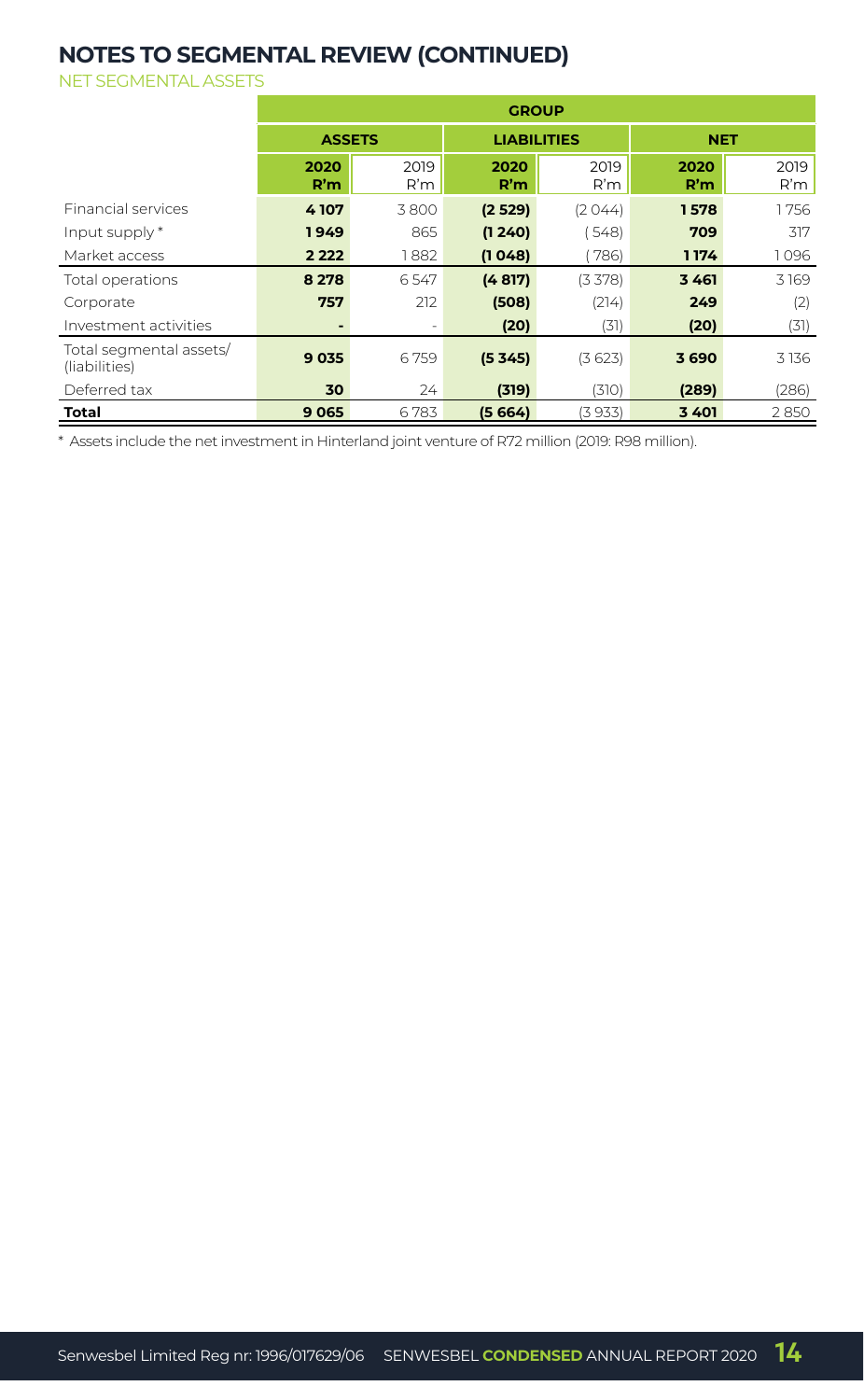# NOTES TO SEGMENTAL REVIEW (CONTINUED)

NET SEGMENTAL ASSETS

| | GROUP | | | | | |
|---|---|---|---|---|---|---|
| | ASSETS | | LIABILITIES | | NET | |
| | **2020 R'm** | 2019 R'm | **2020 R'm** | 2019 R'm | **2020 R'm** | 2019 R'm |
| Financial services | **4 107** | 3 800 | **(2 529)** | (2 044) | **1 578** | 1 756 |
| Input supply * | **1 949** | 865 | **(1 240)** | (548) | **709** | 317 |
| Market access | **2 222** | 1 882 | **(1 048)** | (786) | **1 174** | 1 096 |
| Total operations | **8 278** | 6 547 | **(4 817)** | (3 378) | **3 461** | 3 169 |
| Corporate | **757** | 212 | **(508)** | (214) | **249** | (2) |
| Investment activities | **-** | - | **(20)** | (31) | **(20)** | (31) |
| Total segmental assets/ (liabilities) | **9 035** | 6 759 | **(5 345)** | (3 623) | **3 690** | 3 136 |
| Deferred tax | **30** | 24 | **(319)** | (310) | **(289)** | (286) |
| **Total** | **9 065** | 6 783 | **(5 664)** | (3 933) | **3 401** | 2 850 |

\* Assets include the net investment in Hinterland joint venture of R72 million (2019: R98 million).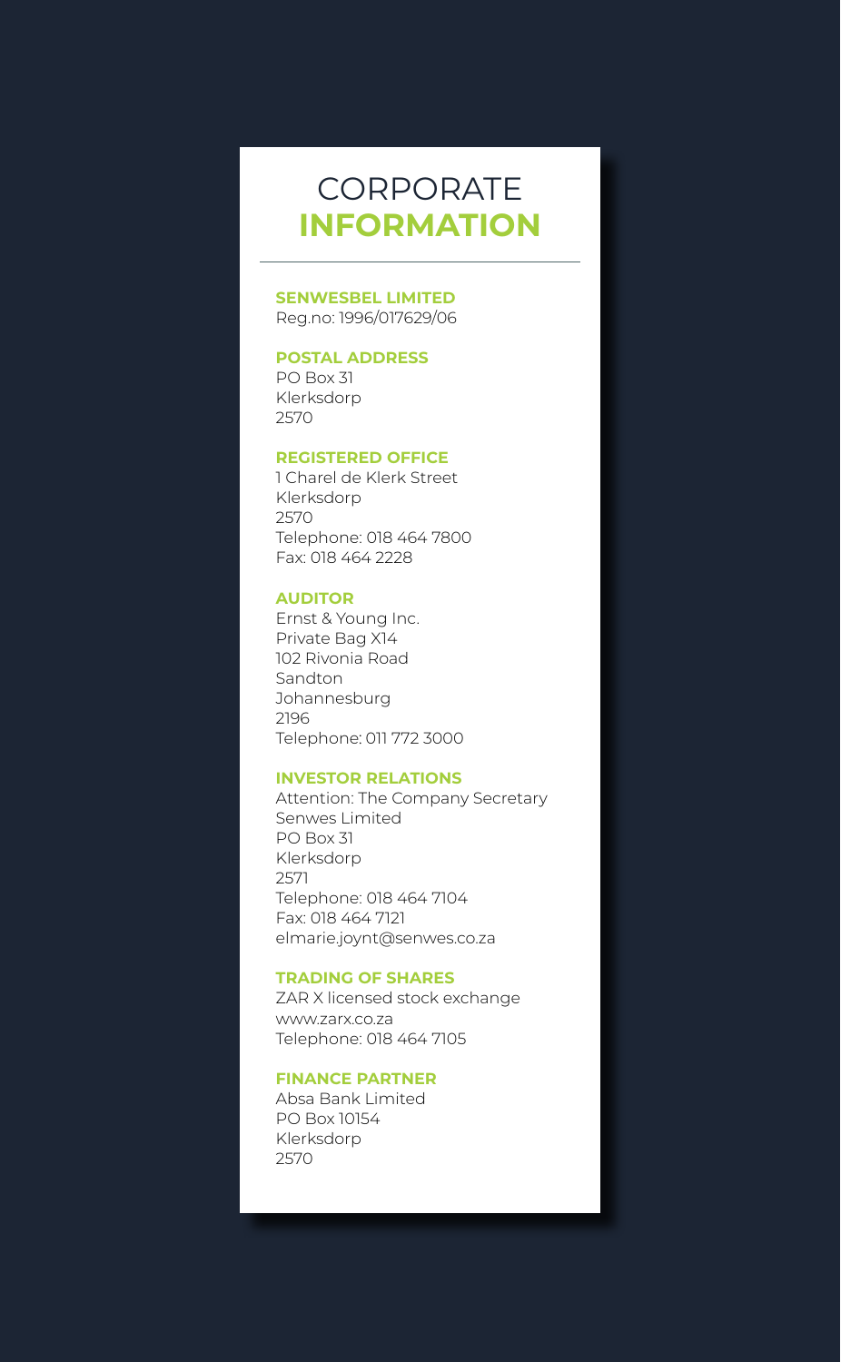# CORPORATE **INFORMATION**

**SENWESBEL LIMITED**
Reg.no: 1996/017629/06

**POSTAL ADDRESS**
PO Box 31
Klerksdorp
2570

**REGISTERED OFFICE**
1 Charel de Klerk Street
Klerksdorp
2570
Telephone: 018 464 7800
Fax: 018 464 2228

**AUDITOR**
Ernst & Young Inc.
Private Bag X14
102 Rivonia Road
Sandton
Johannesburg
2196
Telephone: 011 772 3000

**INVESTOR RELATIONS**
Attention: The Company Secretary
Senwes Limited
PO Box 31
Klerksdorp
2571
Telephone: 018 464 7104
Fax: 018 464 7121
elmarie.joynt@senwes.co.za

**TRADING OF SHARES**
ZAR X licensed stock exchange
www.zarx.co.za
Telephone: 018 464 7105

**FINANCE PARTNER**
Absa Bank Limited
PO Box 10154
Klerksdorp
2570